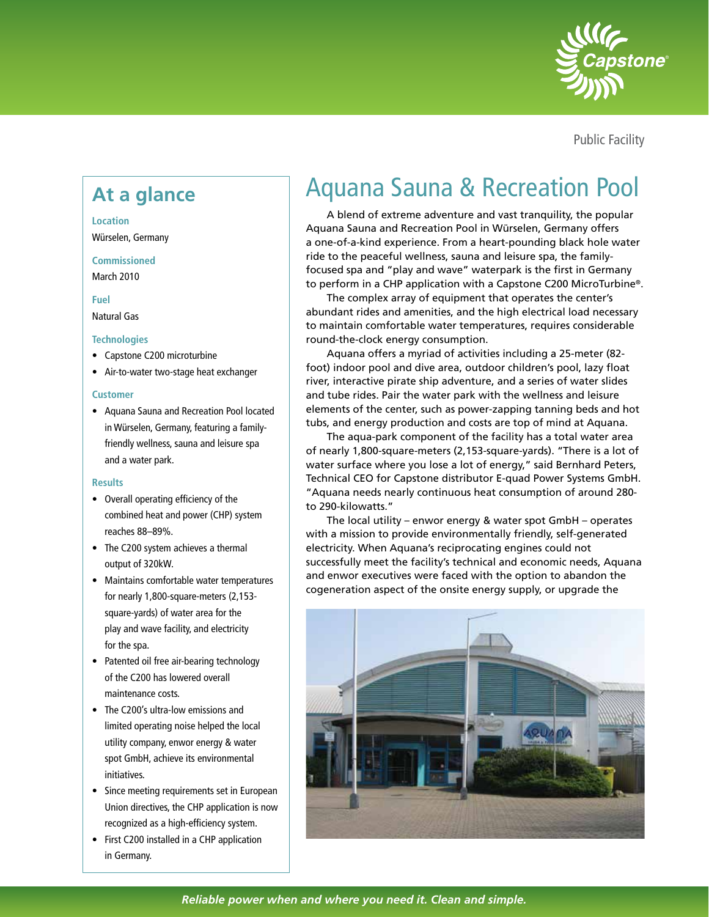Public Facility

# Aquana Sauna & Recreation Pool

## At a glance

**Location**

Würselen, Germany

**Commissioned**

March 2010

**Fuel**

Natural Gas

**Technologies**

- Capstone C200 microturbine
- Air-to-water two-stage heat exchanger

**Customer**

- Aquana Sauna and Recreation Pool located in Würselen, Germany, featuring a family-friendly wellness, sauna and leisure spa and a water park.

**Results**

- Overall operating efficiency of the combined heat and power (CHP) system reaches 88–89%.
- The C200 system achieves a thermal output of 320kW.
- Maintains comfortable water temperatures for nearly 1,800-square-meters (2,153-square-yards) of water area for the play and wave facility, and electricity for the spa.
- Patented oil free air-bearing technology of the C200 has lowered overall maintenance costs.
- The C200's ultra-low emissions and limited operating noise helped the local utility company, enwor energy & water spot GmbH, achieve its environmental initiatives.
- Since meeting requirements set in European Union directives, the CHP application is now recognized as a high-efficiency system.
- First C200 installed in a CHP application in Germany.

A blend of extreme adventure and vast tranquility, the popular Aquana Sauna and Recreation Pool in Würselen, Germany offers a one-of-a-kind experience. From a heart-pounding black hole water ride to the peaceful wellness, sauna and leisure spa, the family-focused spa and "play and wave" waterpark is the first in Germany to perform in a CHP application with a Capstone C200 MicroTurbine®.

The complex array of equipment that operates the center's abundant rides and amenities, and the high electrical load necessary to maintain comfortable water temperatures, requires considerable round-the-clock energy consumption.

Aquana offers a myriad of activities including a 25-meter (82-foot) indoor pool and dive area, outdoor children's pool, lazy float river, interactive pirate ship adventure, and a series of water slides and tube rides. Pair the water park with the wellness and leisure elements of the center, such as power-zapping tanning beds and hot tubs, and energy production and costs are top of mind at Aquana.

The aqua-park component of the facility has a total water area of nearly 1,800-square-meters (2,153-square-yards). "There is a lot of water surface where you lose a lot of energy," said Bernhard Peters, Technical CEO for Capstone distributor E-quad Power Systems GmbH. "Aquana needs nearly continuous heat consumption of around 280- to 290-kilowatts."

The local utility – enwor energy & water spot GmbH – operates with a mission to provide environmentally friendly, self-generated electricity. When Aquana's reciprocating engines could not successfully meet the facility's technical and economic needs, Aquana and enwor executives were faced with the option to abandon the cogeneration aspect of the onsite energy supply, or upgrade the

*Reliable power when and where you need it. Clean and simple.*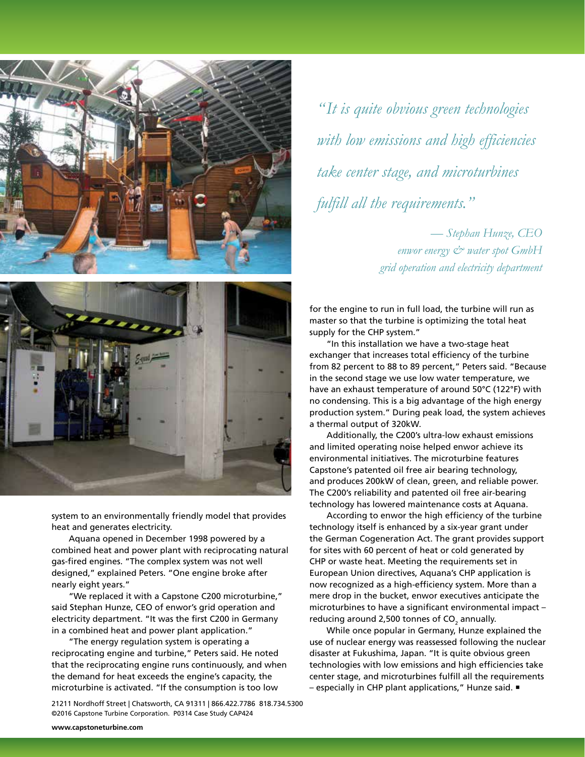system to an environmentally friendly model that provides heat and generates electricity.

Aquana opened in December 1998 powered by a combined heat and power plant with reciprocating natural gas-fired engines. "The complex system was not well designed," explained Peters. "One engine broke after nearly eight years."

"We replaced it with a Capstone C200 microturbine," said Stephan Hunze, CEO of enwor's grid operation and electricity department. "It was the first C200 in Germany in a combined heat and power plant application."

"The energy regulation system is operating a reciprocating engine and turbine," Peters said. He noted that the reciprocating engine runs continuously, and when the demand for heat exceeds the engine's capacity, the microturbine is activated. "If the consumption is too low for the engine to run in full load, the turbine will run as master so that the turbine is optimizing the total heat supply for the CHP system."

"In this installation we have a two-stage heat exchanger that increases total efficiency of the turbine from 82 percent to 88 to 89 percent," Peters said. "Because in the second stage we use low water temperature, we have an exhaust temperature of around 50°C (122°F) with no condensing. This is a big advantage of the high energy production system." During peak load, the system achieves a thermal output of 320kW.

Additionally, the C200's ultra-low exhaust emissions and limited operating noise helped enwor achieve its environmental initiatives. The microturbine features Capstone's patented oil free air bearing technology, and produces 200kW of clean, green, and reliable power. The C200's reliability and patented oil free air-bearing technology has lowered maintenance costs at Aquana.

According to enwor the high efficiency of the turbine technology itself is enhanced by a six-year grant under the German Cogeneration Act. The grant provides support for sites with 60 percent of heat or cold generated by CHP or waste heat. Meeting the requirements set in European Union directives, Aquana's CHP application is now recognized as a high-efficiency system. More than a mere drop in the bucket, enwor executives anticipate the microturbines to have a significant environmental impact – reducing around 2,500 tonnes of $CO_2$ annually.

While once popular in Germany, Hunze explained the use of nuclear energy was reassessed following the nuclear disaster at Fukushima, Japan. "It is quite obvious green technologies with low emissions and high efficiencies take center stage, and microturbines fulfill all the requirements – especially in CHP plant applications," Hunze said. ■

> *"It is quite obvious green technologies with low emissions and high efficiencies take center stage, and microturbines fulfill all the requirements."*
>
> *— Stephan Hunze, CEO*
> *enwor energy & water spot GmbH*
> *grid operation and electricity department*

21211 Nordhoff Street | Chatsworth, CA 91311 | 866.422.7786 818.734.5300
©2016 Capstone Turbine Corporation. P0314 Case Study CAP424

**www.capstoneturbine.com**